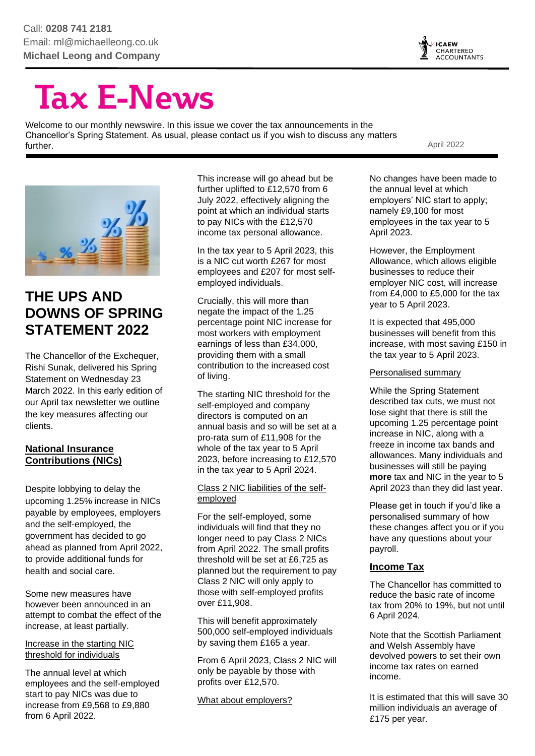Call: **0208 741 2181**
Email: ml@michaelleong.co.uk
**Michael Leong and Company**

# Tax E-News

Welcome to our monthly newswire. In this issue we cover the tax announcements in the Chancellor's Spring Statement. As usual, please contact us if you wish to discuss any matters further.

April 2022

## THE UPS AND DOWNS OF SPRING STATEMENT 2022

The Chancellor of the Exchequer, Rishi Sunak, delivered his Spring Statement on Wednesday 23 March 2022. In this early edition of our April tax newsletter we outline the key measures affecting our clients.

### National Insurance Contributions (NICs)

Despite lobbying to delay the upcoming 1.25% increase in NICs payable by employees, employers and the self-employed, the government has decided to go ahead as planned from April 2022, to provide additional funds for health and social care.

Some new measures have however been announced in an attempt to combat the effect of the increase, at least partially.

Increase in the starting NIC threshold for individuals

The annual level at which employees and the self-employed start to pay NICs was due to increase from £9,568 to £9,880 from 6 April 2022.

This increase will go ahead but be further uplifted to £12,570 from 6 July 2022, effectively aligning the point at which an individual starts to pay NICs with the £12,570 income tax personal allowance.

In the tax year to 5 April 2023, this is a NIC cut worth £267 for most employees and £207 for most self-employed individuals.

Crucially, this will more than negate the impact of the 1.25 percentage point NIC increase for most workers with employment earnings of less than £34,000, providing them with a small contribution to the increased cost of living.

The starting NIC threshold for the self-employed and company directors is computed on an annual basis and so will be set at a pro-rata sum of £11,908 for the whole of the tax year to 5 April 2023, before increasing to £12,570 in the tax year to 5 April 2024.

Class 2 NIC liabilities of the self-employed

For the self-employed, some individuals will find that they no longer need to pay Class 2 NICs from April 2022. The small profits threshold will be set at £6,725 as planned but the requirement to pay Class 2 NIC will only apply to those with self-employed profits over £11,908.

This will benefit approximately 500,000 self-employed individuals by saving them £165 a year.

From 6 April 2023, Class 2 NIC will only be payable by those with profits over £12,570.

What about employers?

No changes have been made to the annual level at which employers' NIC start to apply; namely £9,100 for most employees in the tax year to 5 April 2023.

However, the Employment Allowance, which allows eligible businesses to reduce their employer NIC cost, will increase from £4,000 to £5,000 for the tax year to 5 April 2023.

It is expected that 495,000 businesses will benefit from this increase, with most saving £150 in the tax year to 5 April 2023.

Personalised summary

While the Spring Statement described tax cuts, we must not lose sight that there is still the upcoming 1.25 percentage point increase in NIC, along with a freeze in income tax bands and allowances. Many individuals and businesses will still be paying **more** tax and NIC in the year to 5 April 2023 than they did last year.

Please get in touch if you'd like a personalised summary of how these changes affect you or if you have any questions about your payroll.

### Income Tax

The Chancellor has committed to reduce the basic rate of income tax from 20% to 19%, but not until 6 April 2024.

Note that the Scottish Parliament and Welsh Assembly have devolved powers to set their own income tax rates on earned income.

It is estimated that this will save 30 million individuals an average of £175 per year.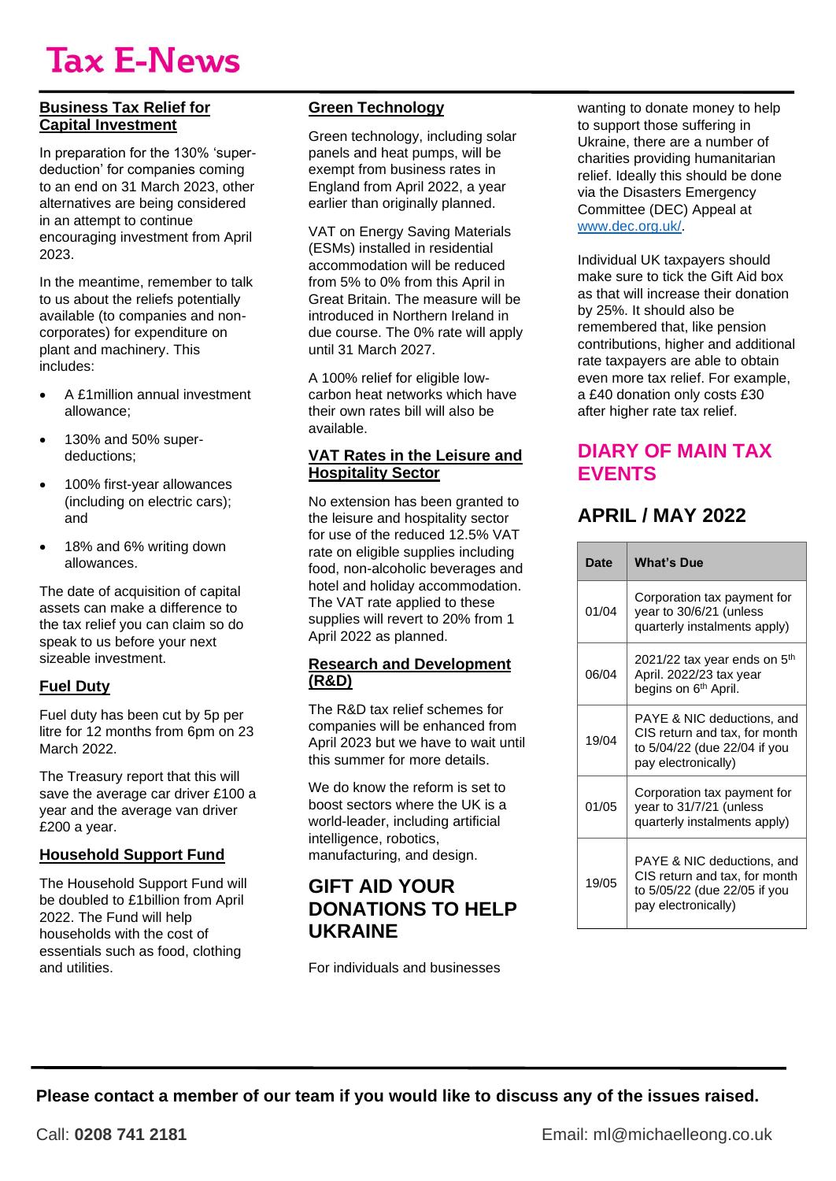# Tax E-News

## Business Tax Relief for Capital Investment

In preparation for the 130% 'super-deduction' for companies coming to an end on 31 March 2023, other alternatives are being considered in an attempt to continue encouraging investment from April 2023.

In the meantime, remember to talk to us about the reliefs potentially available (to companies and non-corporates) for expenditure on plant and machinery. This includes:

- A £1million annual investment allowance;
- 130% and 50% super-deductions;
- 100% first-year allowances (including on electric cars); and
- 18% and 6% writing down allowances.

The date of acquisition of capital assets can make a difference to the tax relief you can claim so do speak to us before your next sizeable investment.

## Fuel Duty

Fuel duty has been cut by 5p per litre for 12 months from 6pm on 23 March 2022.

The Treasury report that this will save the average car driver £100 a year and the average van driver £200 a year.

## Household Support Fund

The Household Support Fund will be doubled to £1billion from April 2022. The Fund will help households with the cost of essentials such as food, clothing and utilities.

## Green Technology

Green technology, including solar panels and heat pumps, will be exempt from business rates in England from April 2022, a year earlier than originally planned.

VAT on Energy Saving Materials (ESMs) installed in residential accommodation will be reduced from 5% to 0% from this April in Great Britain. The measure will be introduced in Northern Ireland in due course. The 0% rate will apply until 31 March 2027.

A 100% relief for eligible low-carbon heat networks which have their own rates bill will also be available.

## VAT Rates in the Leisure and Hospitality Sector

No extension has been granted to the leisure and hospitality sector for use of the reduced 12.5% VAT rate on eligible supplies including food, non-alcoholic beverages and hotel and holiday accommodation. The VAT rate applied to these supplies will revert to 20% from 1 April 2022 as planned.

## Research and Development (R&D)

The R&D tax relief schemes for companies will be enhanced from April 2023 but we have to wait until this summer for more details.

We do know the reform is set to boost sectors where the UK is a world-leader, including artificial intelligence, robotics, manufacturing, and design.

## GIFT AID YOUR DONATIONS TO HELP UKRAINE

For individuals and businesses wanting to donate money to help to support those suffering in Ukraine, there are a number of charities providing humanitarian relief. Ideally this should be done via the Disasters Emergency Committee (DEC) Appeal at www.dec.org.uk/.

Individual UK taxpayers should make sure to tick the Gift Aid box as that will increase their donation by 25%. It should also be remembered that, like pension contributions, higher and additional rate taxpayers are able to obtain even more tax relief. For example, a £40 donation only costs £30 after higher rate tax relief.

## DIARY OF MAIN TAX EVENTS

### APRIL / MAY 2022

| Date | What's Due |
|---|---|
| 01/04 | Corporation tax payment for year to 30/6/21 (unless quarterly instalments apply) |
| 06/04 | 2021/22 tax year ends on 5th April. 2022/23 tax year begins on 6th April. |
| 19/04 | PAYE & NIC deductions, and CIS return and tax, for month to 5/04/22 (due 22/04 if you pay electronically) |
| 01/05 | Corporation tax payment for year to 31/7/21 (unless quarterly instalments apply) |
| 19/05 | PAYE & NIC deductions, and CIS return and tax, for month to 5/05/22 (due 22/05 if you pay electronically) |

**Please contact a member of our team if you would like to discuss any of the issues raised.**

Call: **0208 741 2181**

Email: ml@michaelleong.co.uk